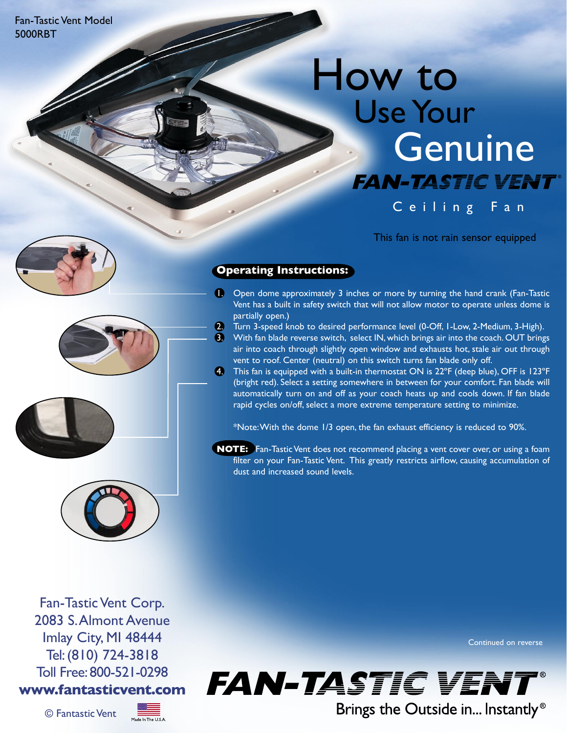Fan-Tastic Vent Model 5000RBT

# How to Use Your Genuine FAN-TASTIC VENT® Ceiling Fan

This fan is not rain sensor equipped

## Operating Instructions:

1. Open dome approximately 3 inches or more by turning the hand crank (Fan-Tastic Vent has a built in safety switch that will not allow motor to operate unless dome is partially open.)
2. Turn 3-speed knob to desired performance level (0-Off, 1-Low, 2-Medium, 3-High).
3. With fan blade reverse switch, select IN, which brings air into the coach. OUT brings air into coach through slightly open window and exhausts hot, stale air out through vent to roof. Center (neutral) on this switch turns fan blade only off.
4. This fan is equipped with a built-in thermostat ON is 22°F (deep blue), OFF is 123°F (bright red). Select a setting somewhere in between for your comfort. Fan blade will automatically turn on and off as your coach heats up and cools down. If fan blade rapid cycles on/off, select a more extreme temperature setting to minimize.

*Note: With the dome 1/3 open, the fan exhaust efficiency is reduced to 90%.

**NOTE:** Fan-Tastic Vent does not recommend placing a vent cover over, or using a foam filter on your Fan-Tastic Vent. This greatly restricts airflow, causing accumulation of dust and increased sound levels.

Continued on reverse

Fan-Tastic Vent Corp.
2083 S. Almont Avenue
Imlay City, MI 48444
Tel: (810) 724-3818
Toll Free: 800-521-0298
**www.fantasticvent.com**

© Fantastic Vent

Made In The U.S.A.

**FAN-TASTIC VENT®**

Brings the Outside in... Instantly®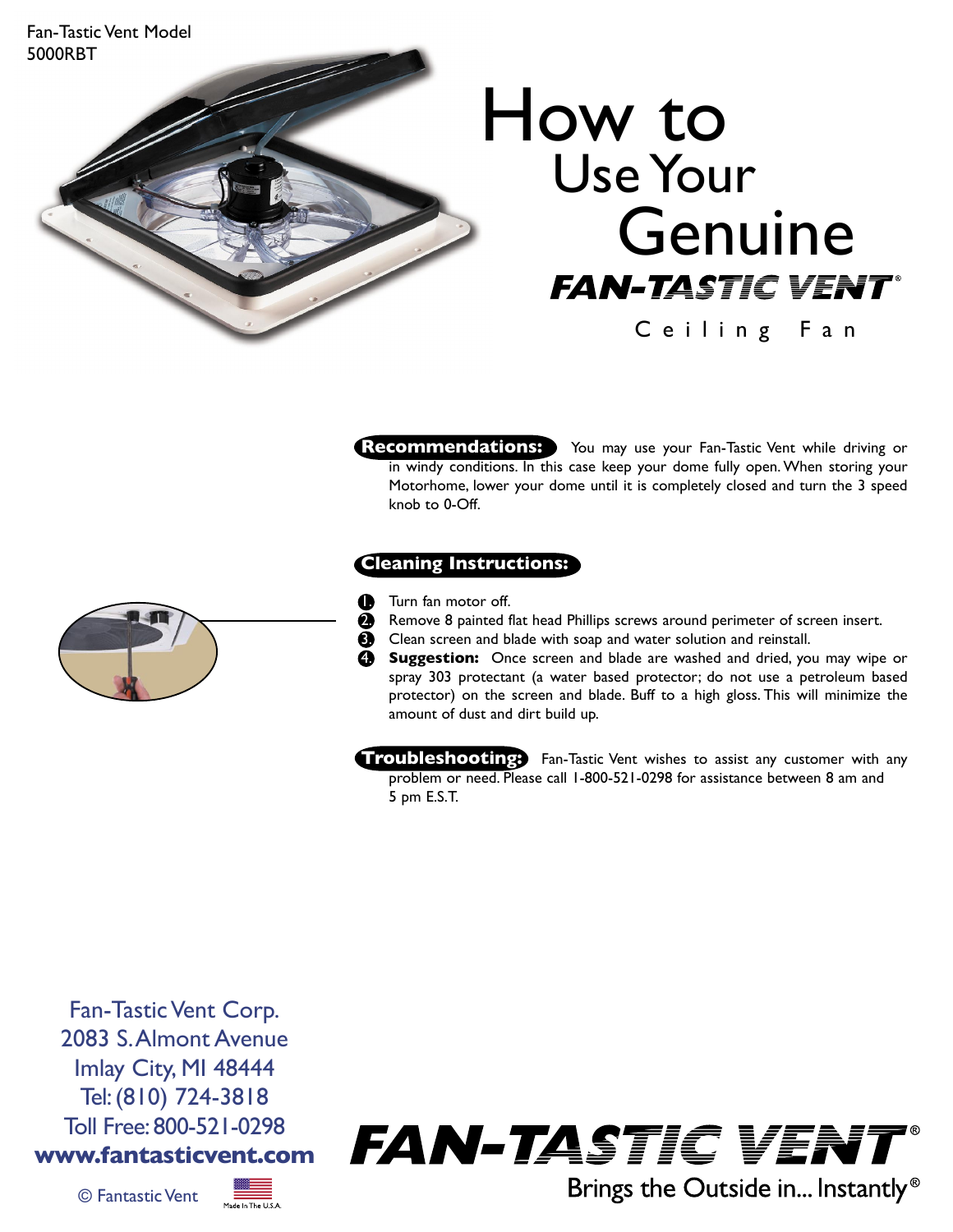Fan-Tastic Vent Model 5000RBT

# How to Use Your Genuine FAN-TASTIC VENT® Ceiling Fan

**Recommendations:** You may use your Fan-Tastic Vent while driving or in windy conditions. In this case keep your dome fully open. When storing your Motorhome, lower your dome until it is completely closed and turn the 3 speed knob to 0-Off.

**Cleaning Instructions:**

1. Turn fan motor off.
2. Remove 8 painted flat head Phillips screws around perimeter of screen insert.
3. Clean screen and blade with soap and water solution and reinstall.
4. **Suggestion:** Once screen and blade are washed and dried, you may wipe or spray 303 protectant (a water based protector; do not use a petroleum based protector) on the screen and blade. Buff to a high gloss. This will minimize the amount of dust and dirt build up.

**Troubleshooting:** Fan-Tastic Vent wishes to assist any customer with any problem or need. Please call 1-800-521-0298 for assistance between 8 am and 5 pm E.S.T.

Fan-Tastic Vent Corp.
2083 S. Almont Avenue
Imlay City, MI 48444
Tel: (810) 724-3818
Toll Free: 800-521-0298
**www.fantasticvent.com**

© Fantastic Vent

Made In The U.S.A.

**FAN-TASTIC VENT®**

Brings the Outside in... Instantly®